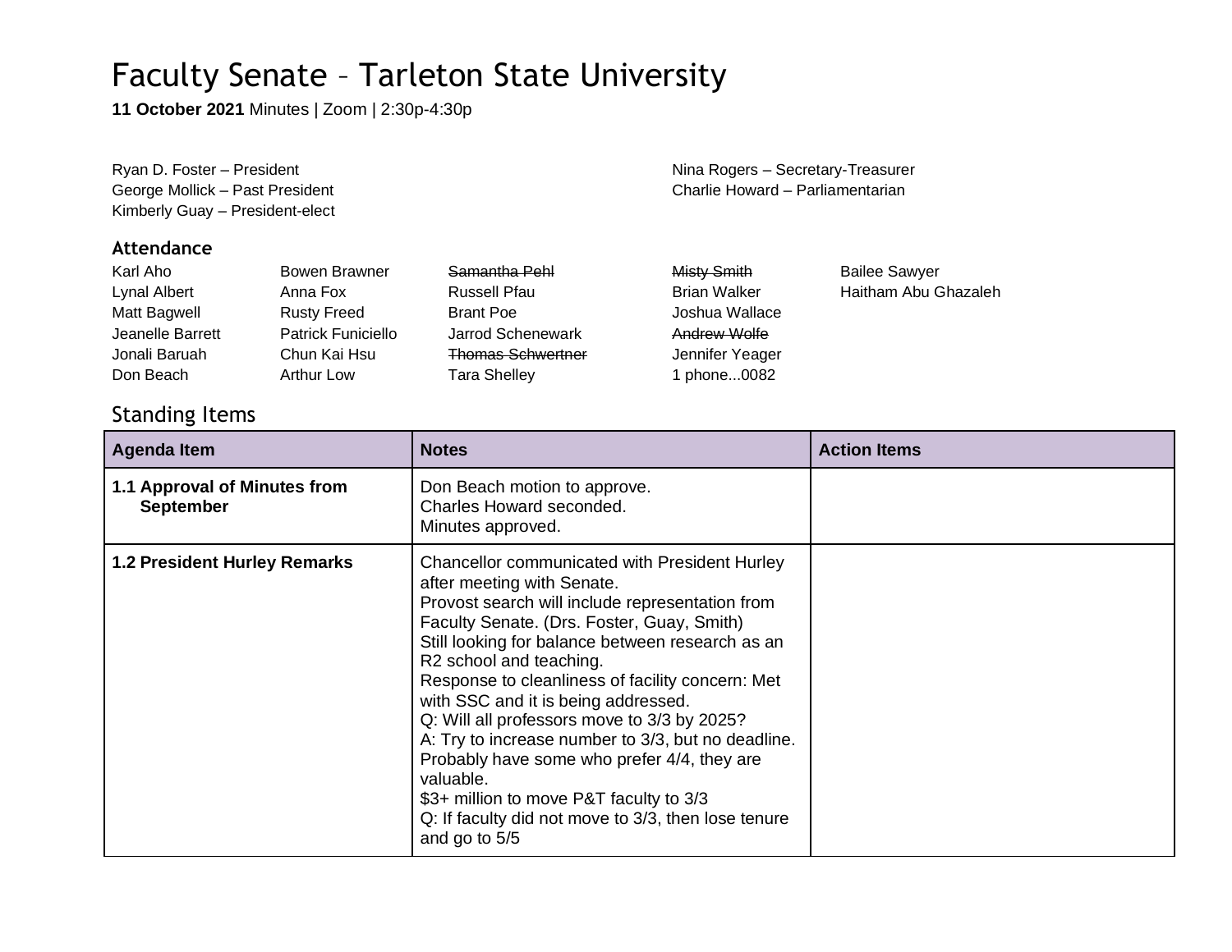# Faculty Senate – Tarleton State University

**11 October 2021** Minutes | Zoom | 2:30p-4:30p

Ryan D. Foster – President
George Mollick – Past President
Kimberly Guay – President-elect
Nina Rogers – Secretary-Treasurer
Charlie Howard – Parliamentarian

### Attendance

| | | | | |
|---|---|---|---|---|
| Karl Aho | Bowen Brawner | ~~Samantha Pehl~~ | ~~Misty Smith~~ | Bailee Sawyer |
| Lynal Albert | Anna Fox | Russell Pfau | Brian Walker | Haitham Abu Ghazaleh |
| Matt Bagwell | Rusty Freed | Brant Poe | Joshua Wallace | |
| Jeanelle Barrett | Patrick Funiciello | Jarrod Schenewark | ~~Andrew Wolfe~~ | |
| Jonali Baruah | Chun Kai Hsu | ~~Thomas Schwertner~~ | Jennifer Yeager | |
| Don Beach | Arthur Low | Tara Shelley | 1 phone...0082 | |

## Standing Items

| Agenda Item | Notes | Action Items |
|---|---|---|
| **1.1 Approval of Minutes from September** | Don Beach motion to approve.<br>Charles Howard seconded.<br>Minutes approved. | |
| **1.2 President Hurley Remarks** | Chancellor communicated with President Hurley after meeting with Senate.<br>Provost search will include representation from Faculty Senate. (Drs. Foster, Guay, Smith)<br>Still looking for balance between research as an R2 school and teaching.<br>Response to cleanliness of facility concern: Met with SSC and it is being addressed.<br>Q: Will all professors move to 3/3 by 2025?<br>A: Try to increase number to 3/3, but no deadline. Probably have some who prefer 4/4, they are valuable.<br>$3+ million to move P&T faculty to 3/3<br>Q: If faculty did not move to 3/3, then lose tenure and go to 5/5 | |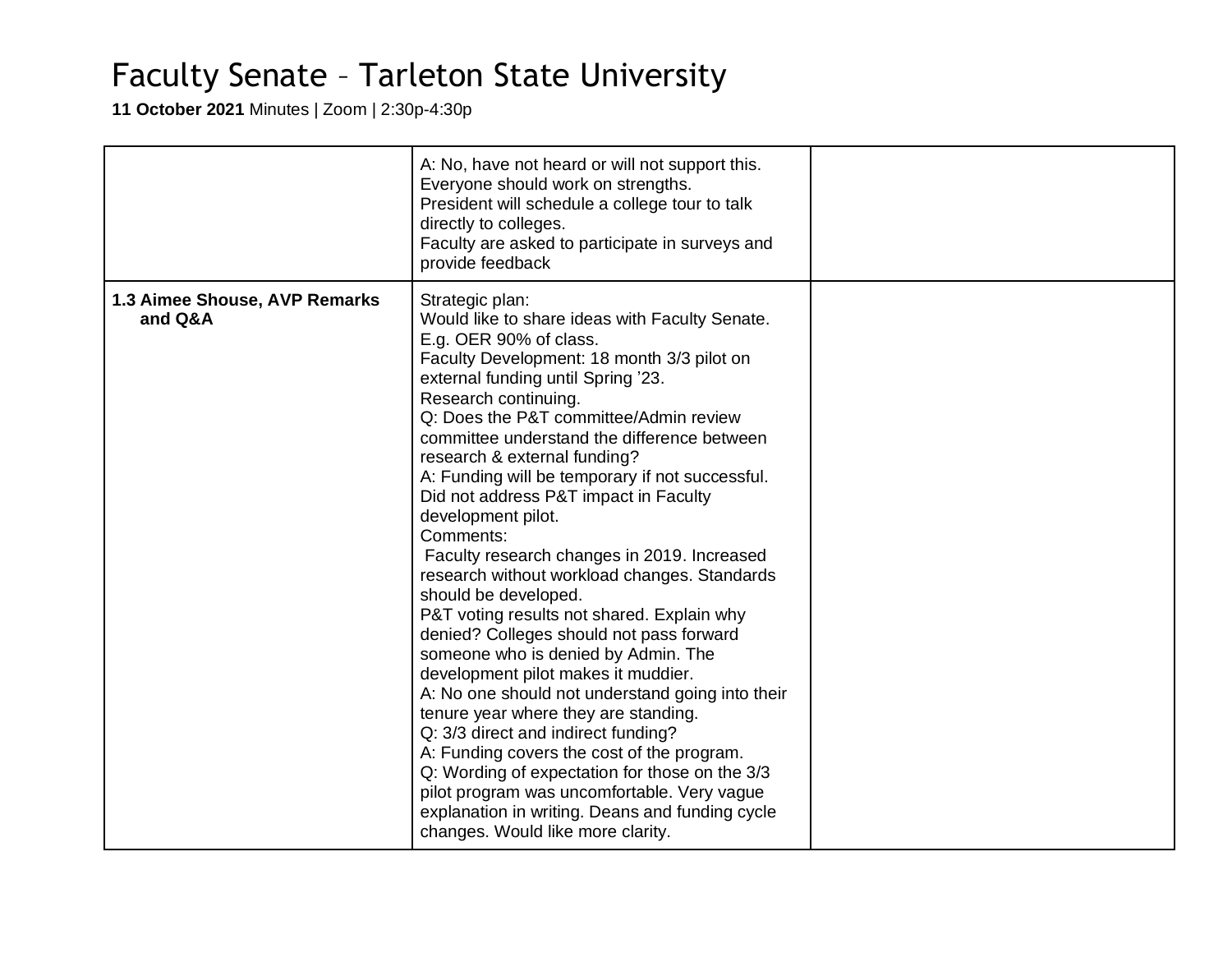# Faculty Senate – Tarleton State University

**11 October 2021** Minutes | Zoom | 2:30p-4:30p

| | | |
|---|---|---|
| | A: No, have not heard or will not support this.<br>Everyone should work on strengths.<br>President will schedule a college tour to talk directly to colleges.<br>Faculty are asked to participate in surveys and provide feedback | |
| **1.3 Aimee Shouse, AVP Remarks and Q&A** | Strategic plan:<br>Would like to share ideas with Faculty Senate.<br>E.g. OER 90% of class.<br>Faculty Development: 18 month 3/3 pilot on external funding until Spring '23.<br>Research continuing.<br>Q: Does the P&T committee/Admin review committee understand the difference between research & external funding?<br>A: Funding will be temporary if not successful.<br>Did not address P&T impact in Faculty development pilot.<br>Comments:<br>Faculty research changes in 2019. Increased research without workload changes. Standards should be developed.<br>P&T voting results not shared. Explain why denied? Colleges should not pass forward someone who is denied by Admin. The development pilot makes it muddier.<br>A: No one should not understand going into their tenure year where they are standing.<br>Q: 3/3 direct and indirect funding?<br>A: Funding covers the cost of the program.<br>Q: Wording of expectation for those on the 3/3 pilot program was uncomfortable. Very vague explanation in writing. Deans and funding cycle changes. Would like more clarity. | |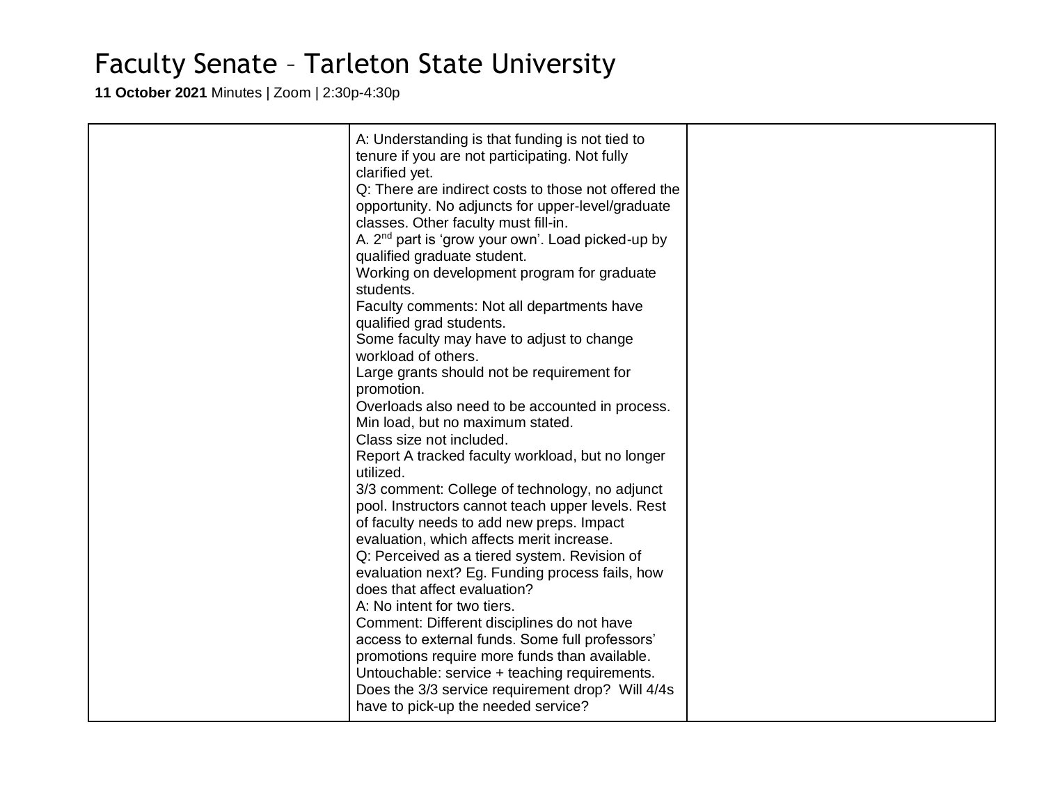# Faculty Senate – Tarleton State University

**11 October 2021** Minutes | Zoom | 2:30p-4:30p

| | | |
|---|---|---|
| | A: Understanding is that funding is not tied to tenure if you are not participating. Not fully clarified yet.<br>Q: There are indirect costs to those not offered the opportunity. No adjuncts for upper-level/graduate classes. Other faculty must fill-in.<br>A. 2nd part is 'grow your own'. Load picked-up by qualified graduate student.<br>Working on development program for graduate students.<br>Faculty comments: Not all departments have qualified grad students.<br>Some faculty may have to adjust to change workload of others.<br>Large grants should not be requirement for promotion.<br>Overloads also need to be accounted in process. Min load, but no maximum stated.<br>Class size not included.<br>Report A tracked faculty workload, but no longer utilized.<br>3/3 comment: College of technology, no adjunct pool. Instructors cannot teach upper levels. Rest of faculty needs to add new preps. Impact evaluation, which affects merit increase.<br>Q: Perceived as a tiered system. Revision of evaluation next? Eg. Funding process fails, how does that affect evaluation?<br>A: No intent for two tiers.<br>Comment: Different disciplines do not have access to external funds. Some full professors' promotions require more funds than available.<br>Untouchable: service + teaching requirements.<br>Does the 3/3 service requirement drop? Will 4/4s have to pick-up the needed service? | |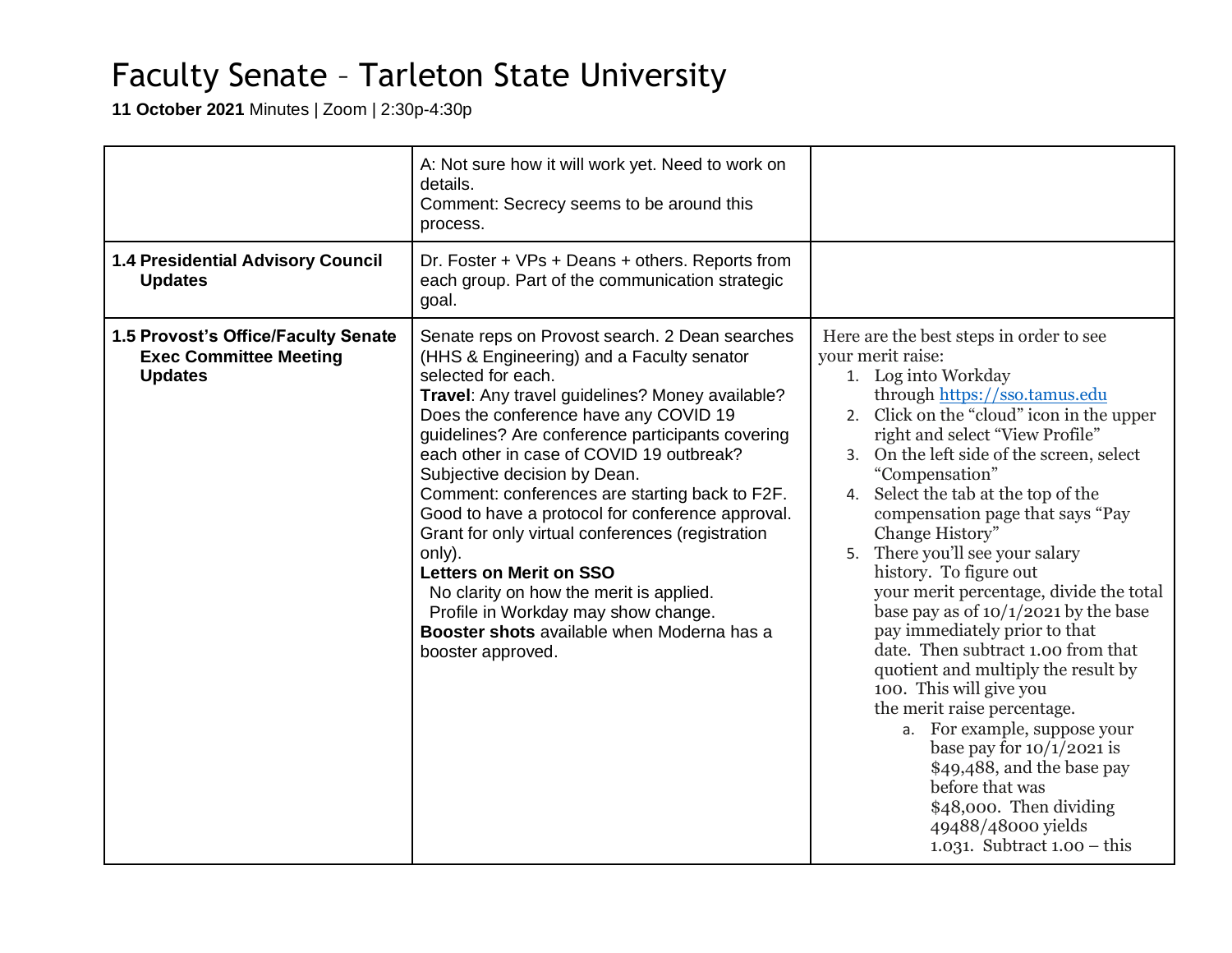# Faculty Senate – Tarleton State University

**11 October 2021** Minutes | Zoom | 2:30p-4:30p

| | | |
|---|---|---|
| | A: Not sure how it will work yet. Need to work on details.<br>Comment: Secrecy seems to be around this process. | |
| **1.4 Presidential Advisory Council Updates** | Dr. Foster + VPs + Deans + others. Reports from each group. Part of the communication strategic goal. | |
| **1.5 Provost's Office/Faculty Senate Exec Committee Meeting Updates** | Senate reps on Provost search. 2 Dean searches (HHS & Engineering) and a Faculty senator selected for each.<br>**Travel**: Any travel guidelines? Money available? Does the conference have any COVID 19 guidelines? Are conference participants covering each other in case of COVID 19 outbreak? Subjective decision by Dean.<br>Comment: conferences are starting back to F2F. Good to have a protocol for conference approval. Grant for only virtual conferences (registration only).<br>**Letters on Merit on SSO**<br>No clarity on how the merit is applied.<br>Profile in Workday may show change.<br>**Booster shots** available when Moderna has a booster approved. | Here are the best steps in order to see your merit raise:<br>1. Log into Workday through https://sso.tamus.edu<br>2. Click on the "cloud" icon in the upper right and select "View Profile"<br>3. On the left side of the screen, select "Compensation"<br>4. Select the tab at the top of the compensation page that says "Pay Change History"<br>5. There you'll see your salary history. To figure out your merit percentage, divide the total base pay as of 10/1/2021 by the base pay immediately prior to that date. Then subtract 1.00 from that quotient and multiply the result by 100. This will give you the merit raise percentage.<br>a. For example, suppose your base pay for 10/1/2021 is \$49,488, and the base pay before that was \$48,000. Then dividing 49488/48000 yields 1.031. Subtract 1.00 – this |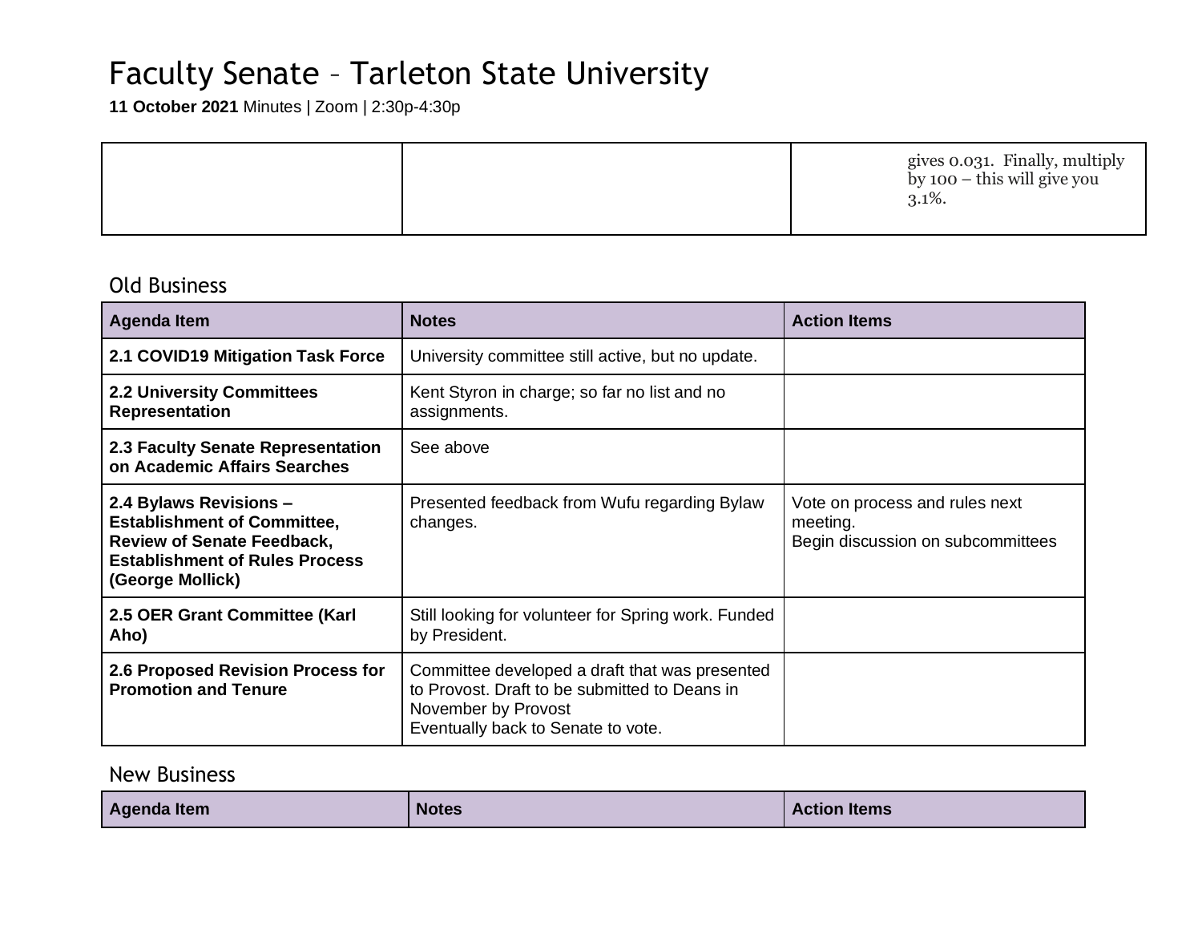# Faculty Senate – Tarleton State University

**11 October 2021** Minutes | Zoom | 2:30p-4:30p

| | | |
|---|---|---|
| | | gives 0.031. Finally, multiply by 100 – this will give you 3.1%. |

## Old Business

| Agenda Item | Notes | Action Items |
|---|---|---|
| **2.1 COVID19 Mitigation Task Force** | University committee still active, but no update. | |
| **2.2 University Committees Representation** | Kent Styron in charge; so far no list and no assignments. | |
| **2.3 Faculty Senate Representation on Academic Affairs Searches** | See above | |
| **2.4 Bylaws Revisions – Establishment of Committee, Review of Senate Feedback, Establishment of Rules Process (George Mollick)** | Presented feedback from Wufu regarding Bylaw changes. | Vote on process and rules next meeting.<br>Begin discussion on subcommittees |
| **2.5 OER Grant Committee (Karl Aho)** | Still looking for volunteer for Spring work. Funded by President. | |
| **2.6 Proposed Revision Process for Promotion and Tenure** | Committee developed a draft that was presented to Provost. Draft to be submitted to Deans in November by Provost<br>Eventually back to Senate to vote. | |

## New Business

| Agenda Item | Notes | Action Items |
|---|---|---|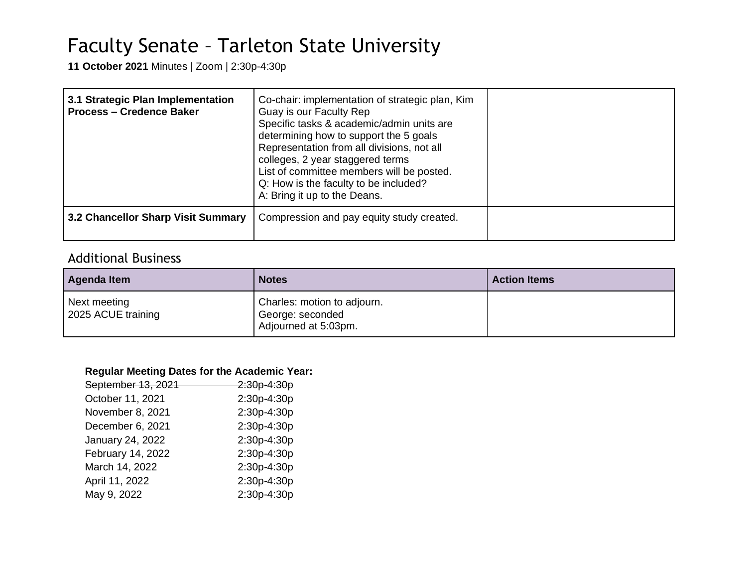# Faculty Senate – Tarleton State University

**11 October 2021** Minutes | Zoom | 2:30p-4:30p

| | | |
|---|---|---|
| **3.1 Strategic Plan Implementation Process – Credence Baker** | Co-chair: implementation of strategic plan, Kim Guay is our Faculty Rep<br>Specific tasks & academic/admin units are determining how to support the 5 goals<br>Representation from all divisions, not all colleges, 2 year staggered terms<br>List of committee members will be posted.<br>Q: How is the faculty to be included?<br>A: Bring it up to the Deans. | |
| **3.2 Chancellor Sharp Visit Summary** | Compression and pay equity study created. | |

## Additional Business

| **Agenda Item** | **Notes** | **Action Items** |
|---|---|---|
| Next meeting<br>2025 ACUE training | Charles: motion to adjourn.<br>George: seconded<br>Adjourned at 5:03pm. | |

**Regular Meeting Dates for the Academic Year:**

~~September 13, 2021 2:30p-4:30p~~
October 11, 2021 2:30p-4:30p
November 8, 2021 2:30p-4:30p
December 6, 2021 2:30p-4:30p
January 24, 2022 2:30p-4:30p
February 14, 2022 2:30p-4:30p
March 14, 2022 2:30p-4:30p
April 11, 2022 2:30p-4:30p
May 9, 2022 2:30p-4:30p